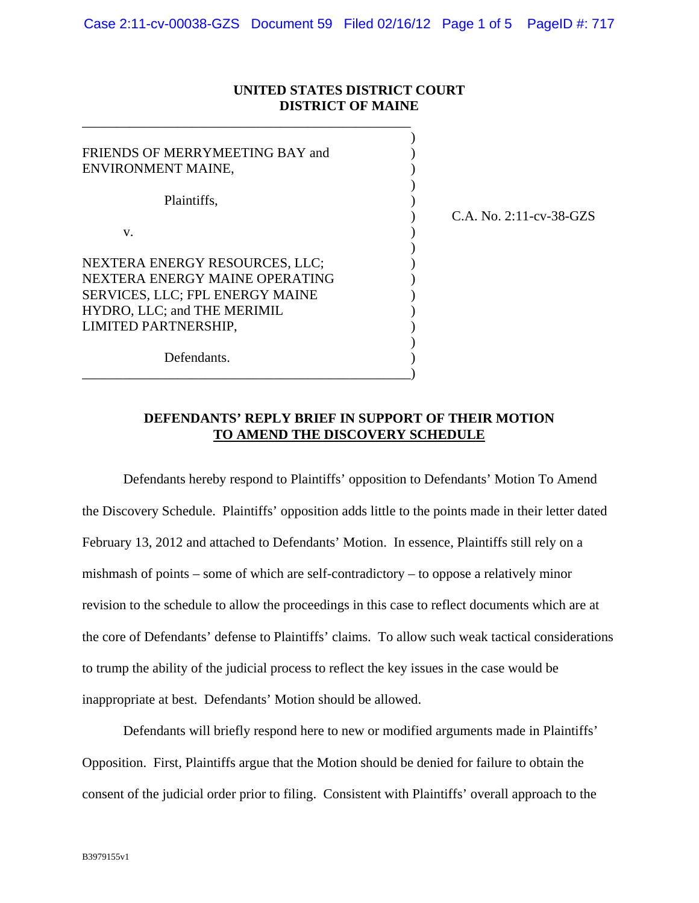**UNITED STATES DISTRICT COURT**
**DISTRICT OF MAINE**

FRIENDS OF MERRYMEETING BAY and ENVIRONMENT MAINE,

Plaintiffs,

v.

NEXTERA ENERGY RESOURCES, LLC; NEXTERA ENERGY MAINE OPERATING SERVICES, LLC; FPL ENERGY MAINE HYDRO, LLC; and THE MERIMIL LIMITED PARTNERSHIP,

Defendants.

C.A. No. 2:11-cv-38-GZS

**DEFENDANTS' REPLY BRIEF IN SUPPORT OF THEIR MOTION TO AMEND THE DISCOVERY SCHEDULE**

Defendants hereby respond to Plaintiffs' opposition to Defendants' Motion To Amend the Discovery Schedule. Plaintiffs' opposition adds little to the points made in their letter dated February 13, 2012 and attached to Defendants' Motion. In essence, Plaintiffs still rely on a mishmash of points – some of which are self-contradictory – to oppose a relatively minor revision to the schedule to allow the proceedings in this case to reflect documents which are at the core of Defendants' defense to Plaintiffs' claims. To allow such weak tactical considerations to trump the ability of the judicial process to reflect the key issues in the case would be inappropriate at best. Defendants' Motion should be allowed.

Defendants will briefly respond here to new or modified arguments made in Plaintiffs' Opposition. First, Plaintiffs argue that the Motion should be denied for failure to obtain the consent of the judicial order prior to filing. Consistent with Plaintiffs' overall approach to the

B3979155v1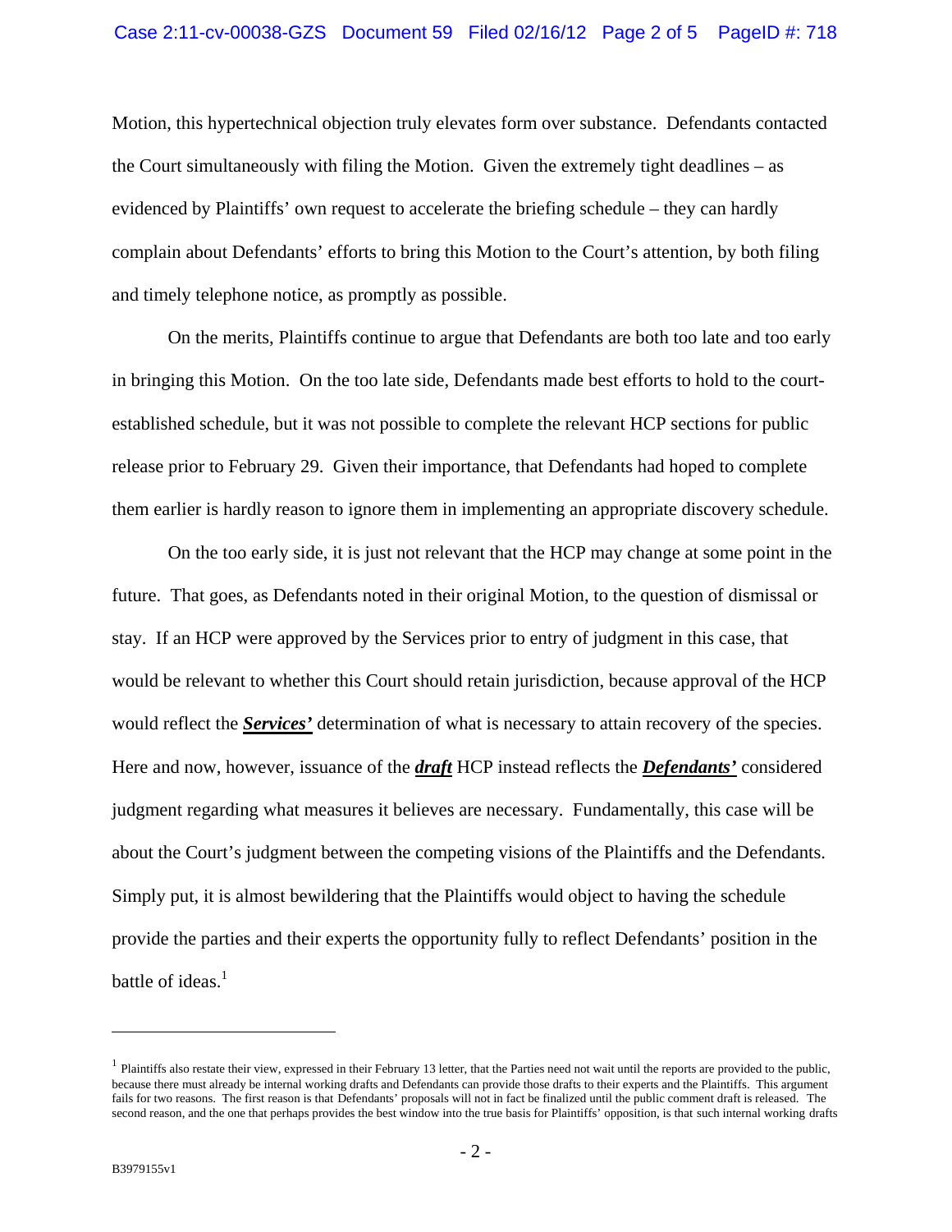Motion, this hypertechnical objection truly elevates form over substance. Defendants contacted the Court simultaneously with filing the Motion. Given the extremely tight deadlines – as evidenced by Plaintiffs' own request to accelerate the briefing schedule – they can hardly complain about Defendants' efforts to bring this Motion to the Court's attention, by both filing and timely telephone notice, as promptly as possible.

On the merits, Plaintiffs continue to argue that Defendants are both too late and too early in bringing this Motion. On the too late side, Defendants made best efforts to hold to the court-established schedule, but it was not possible to complete the relevant HCP sections for public release prior to February 29. Given their importance, that Defendants had hoped to complete them earlier is hardly reason to ignore them in implementing an appropriate discovery schedule.

On the too early side, it is just not relevant that the HCP may change at some point in the future. That goes, as Defendants noted in their original Motion, to the question of dismissal or stay. If an HCP were approved by the Services prior to entry of judgment in this case, that would be relevant to whether this Court should retain jurisdiction, because approval of the HCP would reflect the ***<u>Services'</u>*** determination of what is necessary to attain recovery of the species. Here and now, however, issuance of the ***<u>draft</u>*** HCP instead reflects the ***<u>Defendants'</u>*** considered judgment regarding what measures it believes are necessary. Fundamentally, this case will be about the Court's judgment between the competing visions of the Plaintiffs and the Defendants. Simply put, it is almost bewildering that the Plaintiffs would object to having the schedule provide the parties and their experts the opportunity fully to reflect Defendants' position in the battle of ideas.[1]

---

[1] Plaintiffs also restate their view, expressed in their February 13 letter, that the Parties need not wait until the reports are provided to the public, because there must already be internal working drafts and Defendants can provide those drafts to their experts and the Plaintiffs. This argument fails for two reasons. The first reason is that Defendants' proposals will not in fact be finalized until the public comment draft is released. The second reason, and the one that perhaps provides the best window into the true basis for Plaintiffs' opposition, is that such internal working drafts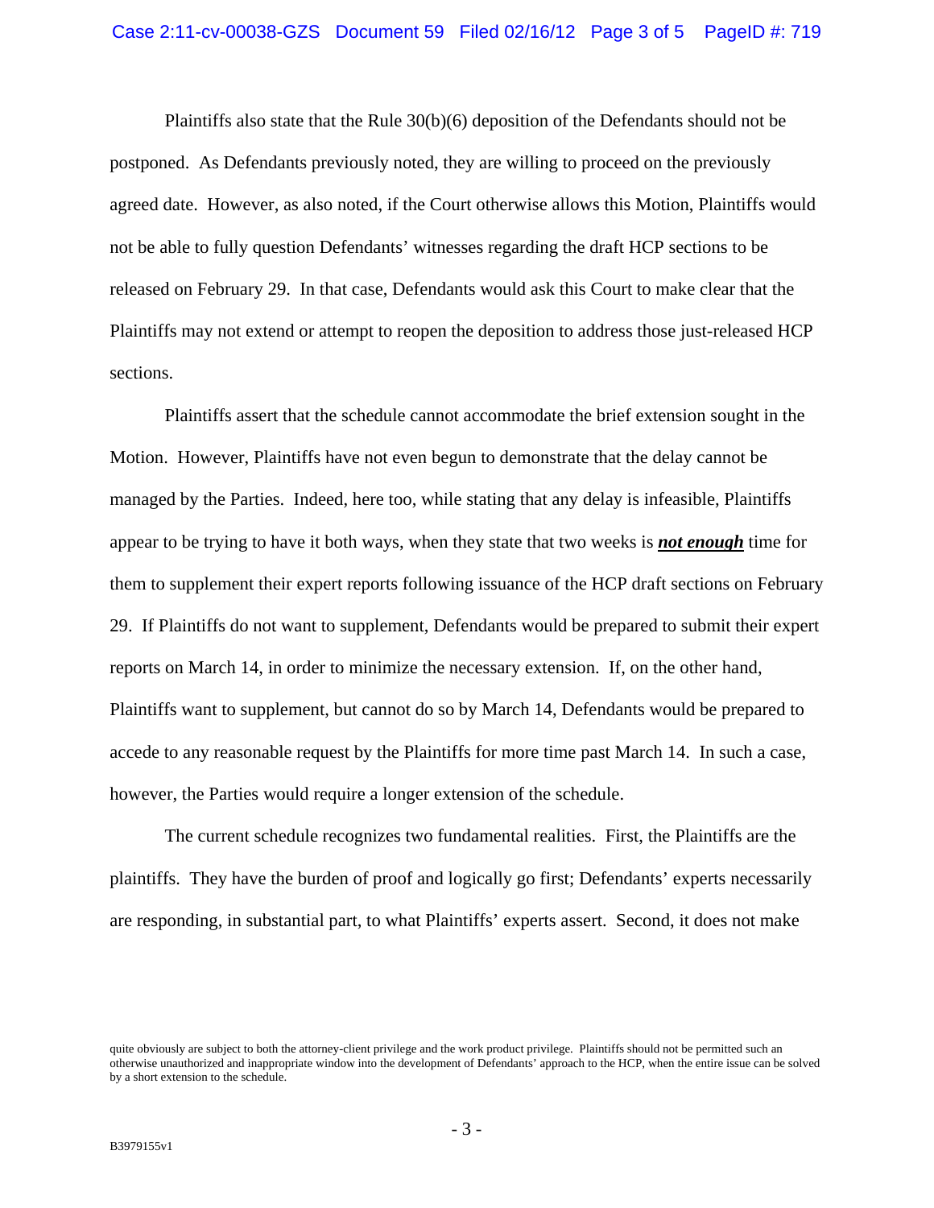Plaintiffs also state that the Rule 30(b)(6) deposition of the Defendants should not be postponed. As Defendants previously noted, they are willing to proceed on the previously agreed date. However, as also noted, if the Court otherwise allows this Motion, Plaintiffs would not be able to fully question Defendants' witnesses regarding the draft HCP sections to be released on February 29. In that case, Defendants would ask this Court to make clear that the Plaintiffs may not extend or attempt to reopen the deposition to address those just-released HCP sections.

Plaintiffs assert that the schedule cannot accommodate the brief extension sought in the Motion. However, Plaintiffs have not even begun to demonstrate that the delay cannot be managed by the Parties. Indeed, here too, while stating that any delay is infeasible, Plaintiffs appear to be trying to have it both ways, when they state that two weeks is ***not enough*** time for them to supplement their expert reports following issuance of the HCP draft sections on February 29. If Plaintiffs do not want to supplement, Defendants would be prepared to submit their expert reports on March 14, in order to minimize the necessary extension. If, on the other hand, Plaintiffs want to supplement, but cannot do so by March 14, Defendants would be prepared to accede to any reasonable request by the Plaintiffs for more time past March 14. In such a case, however, the Parties would require a longer extension of the schedule.

The current schedule recognizes two fundamental realities. First, the Plaintiffs are the plaintiffs. They have the burden of proof and logically go first; Defendants' experts necessarily are responding, in substantial part, to what Plaintiffs' experts assert. Second, it does not make

quite obviously are subject to both the attorney-client privilege and the work product privilege. Plaintiffs should not be permitted such an otherwise unauthorized and inappropriate window into the development of Defendants' approach to the HCP, when the entire issue can be solved by a short extension to the schedule.

B3979155v1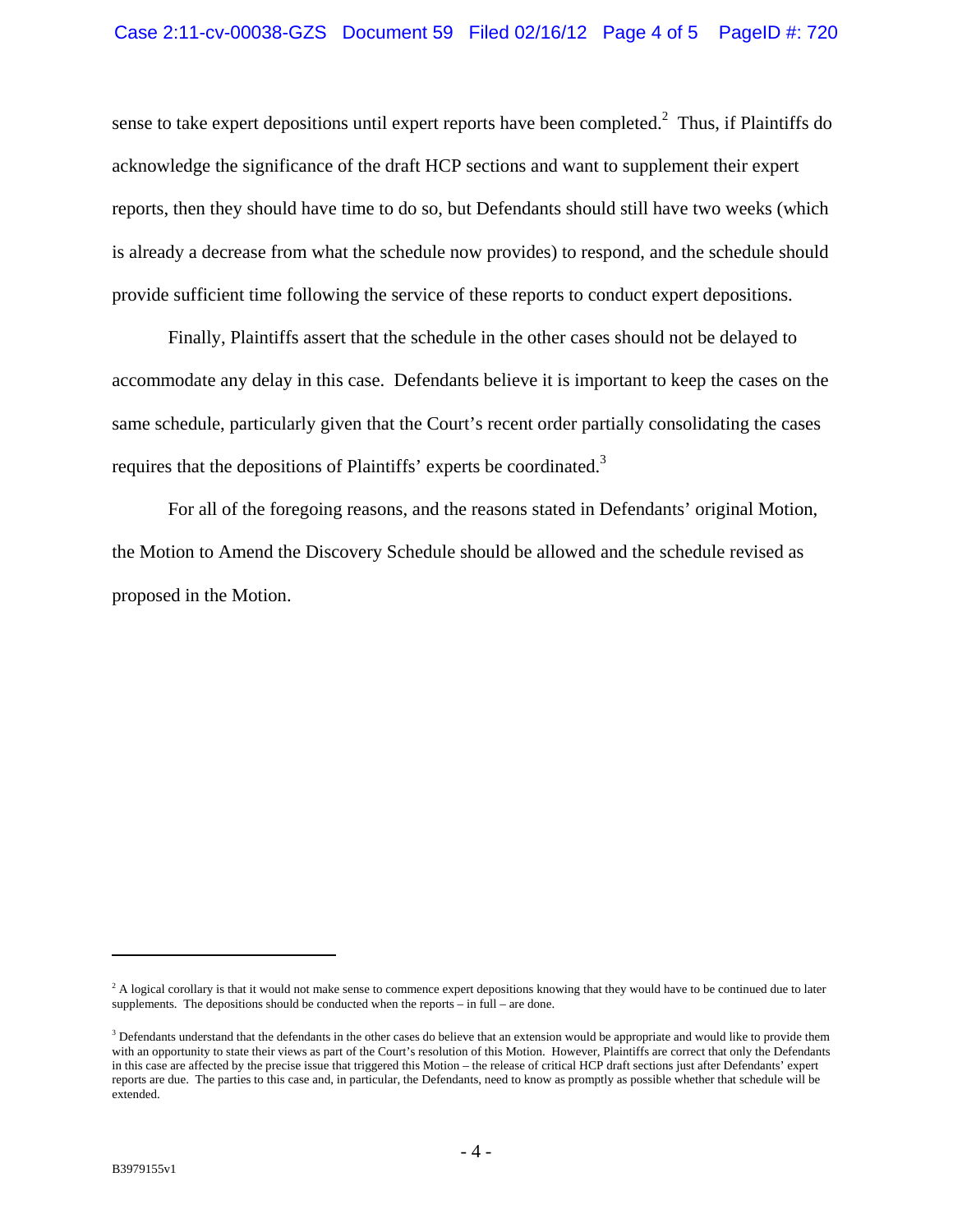sense to take expert depositions until expert reports have been completed.[2] Thus, if Plaintiffs do acknowledge the significance of the draft HCP sections and want to supplement their expert reports, then they should have time to do so, but Defendants should still have two weeks (which is already a decrease from what the schedule now provides) to respond, and the schedule should provide sufficient time following the service of these reports to conduct expert depositions.

Finally, Plaintiffs assert that the schedule in the other cases should not be delayed to accommodate any delay in this case. Defendants believe it is important to keep the cases on the same schedule, particularly given that the Court's recent order partially consolidating the cases requires that the depositions of Plaintiffs' experts be coordinated.[3]

For all of the foregoing reasons, and the reasons stated in Defendants' original Motion, the Motion to Amend the Discovery Schedule should be allowed and the schedule revised as proposed in the Motion.

---

[2] A logical corollary is that it would not make sense to commence expert depositions knowing that they would have to be continued due to later supplements. The depositions should be conducted when the reports – in full – are done.

[3] Defendants understand that the defendants in the other cases do believe that an extension would be appropriate and would like to provide them with an opportunity to state their views as part of the Court's resolution of this Motion. However, Plaintiffs are correct that only the Defendants in this case are affected by the precise issue that triggered this Motion – the release of critical HCP draft sections just after Defendants' expert reports are due. The parties to this case and, in particular, the Defendants, need to know as promptly as possible whether that schedule will be extended.

B3979155v1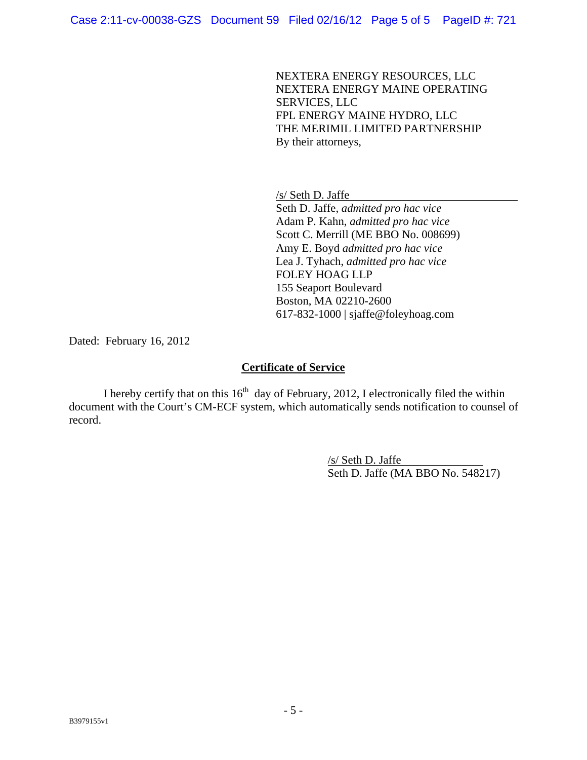NEXTERA ENERGY RESOURCES, LLC
NEXTERA ENERGY MAINE OPERATING SERVICES, LLC
FPL ENERGY MAINE HYDRO, LLC
THE MERIMIL LIMITED PARTNERSHIP
By their attorneys,

/s/ Seth D. Jaffe
Seth D. Jaffe, *admitted pro hac vice*
Adam P. Kahn, *admitted pro hac vice*
Scott C. Merrill (ME BBO No. 008699)
Amy E. Boyd *admitted pro hac vice*
Lea J. Tyhach, *admitted pro hac vice*
FOLEY HOAG LLP
155 Seaport Boulevard
Boston, MA 02210-2600
617-832-1000 | sjaffe@foleyhoag.com

Dated: February 16, 2012

## Certificate of Service

I hereby certify that on this 16th day of February, 2012, I electronically filed the within document with the Court's CM-ECF system, which automatically sends notification to counsel of record.

/s/ Seth D. Jaffe
Seth D. Jaffe (MA BBO No. 548217)

B3979155v1